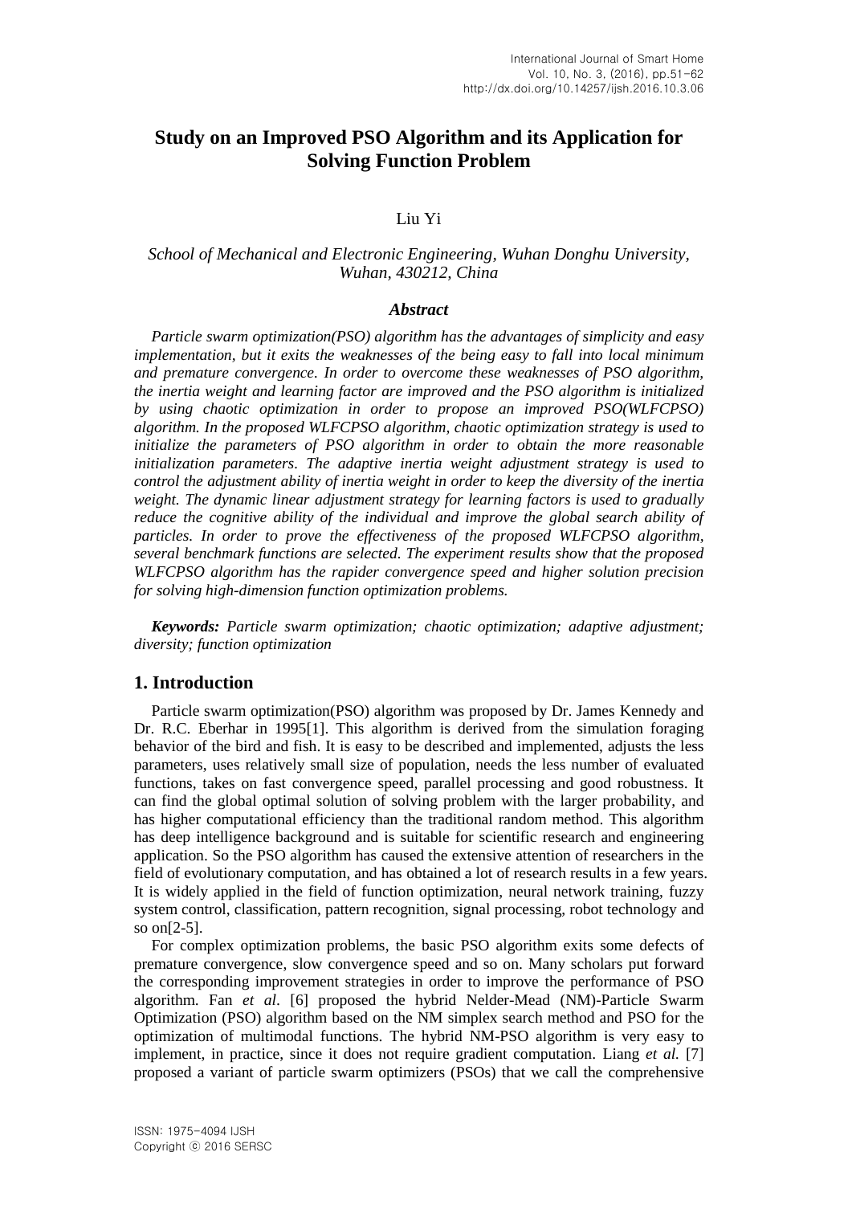# Study on an Improved PSO Algorithm and its Application for Solving Function Problem

Liu Yi

*School of Mechanical and Electronic Engineering, Wuhan Donghu University, Wuhan, 430212, China*

### *Abstract*

*Particle swarm optimization(PSO) algorithm has the advantages of simplicity and easy implementation, but it exits the weaknesses of the being easy to fall into local minimum and premature convergence. In order to overcome these weaknesses of PSO algorithm, the inertia weight and learning factor are improved and the PSO algorithm is initialized by using chaotic optimization in order to propose an improved PSO(WLFCPSO) algorithm. In the proposed WLFCPSO algorithm, chaotic optimization strategy is used to initialize the parameters of PSO algorithm in order to obtain the more reasonable initialization parameters. The adaptive inertia weight adjustment strategy is used to control the adjustment ability of inertia weight in order to keep the diversity of the inertia weight. The dynamic linear adjustment strategy for learning factors is used to gradually reduce the cognitive ability of the individual and improve the global search ability of particles. In order to prove the effectiveness of the proposed WLFCPSO algorithm, several benchmark functions are selected. The experiment results show that the proposed WLFCPSO algorithm has the rapider convergence speed and higher solution precision for solving high-dimension function optimization problems.*

***Keywords:*** *Particle swarm optimization; chaotic optimization; adaptive adjustment; diversity; function optimization*

## 1. Introduction

Particle swarm optimization(PSO) algorithm was proposed by Dr. James Kennedy and Dr. R.C. Eberhar in 1995[1]. This algorithm is derived from the simulation foraging behavior of the bird and fish. It is easy to be described and implemented, adjusts the less parameters, uses relatively small size of population, needs the less number of evaluated functions, takes on fast convergence speed, parallel processing and good robustness. It can find the global optimal solution of solving problem with the larger probability, and has higher computational efficiency than the traditional random method. This algorithm has deep intelligence background and is suitable for scientific research and engineering application. So the PSO algorithm has caused the extensive attention of researchers in the field of evolutionary computation, and has obtained a lot of research results in a few years. It is widely applied in the field of function optimization, neural network training, fuzzy system control, classification, pattern recognition, signal processing, robot technology and so on[2-5].

For complex optimization problems, the basic PSO algorithm exits some defects of premature convergence, slow convergence speed and so on. Many scholars put forward the corresponding improvement strategies in order to improve the performance of PSO algorithm. Fan *et al*. [6] proposed the hybrid Nelder-Mead (NM)-Particle Swarm Optimization (PSO) algorithm based on the NM simplex search method and PSO for the optimization of multimodal functions. The hybrid NM-PSO algorithm is very easy to implement, in practice, since it does not require gradient computation. Liang *et al.* [7] proposed a variant of particle swarm optimizers (PSOs) that we call the comprehensive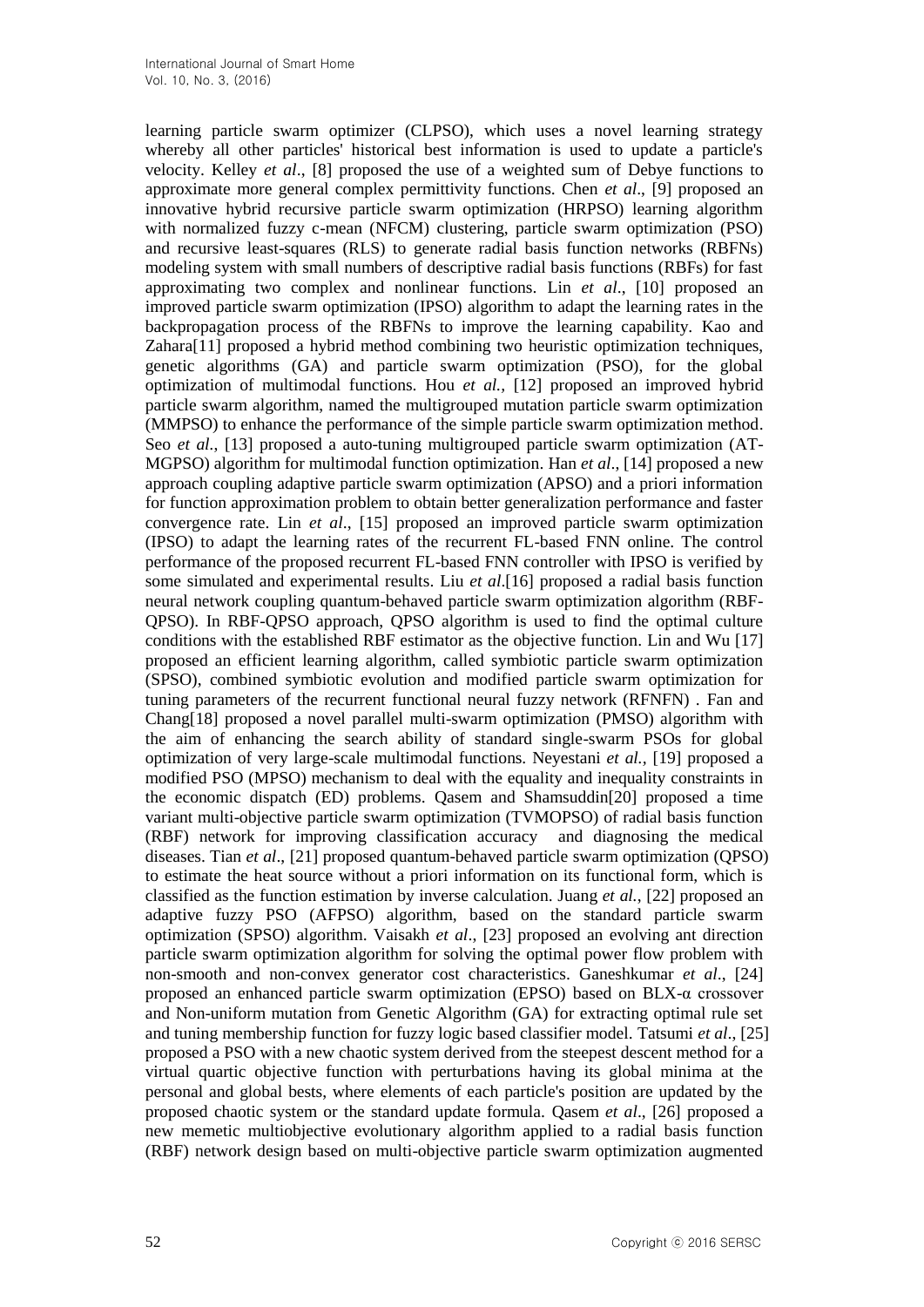learning particle swarm optimizer (CLPSO), which uses a novel learning strategy whereby all other particles' historical best information is used to update a particle's velocity. Kelley *et al*., [8] proposed the use of a weighted sum of Debye functions to approximate more general complex permittivity functions. Chen *et al*., [9] proposed an innovative hybrid recursive particle swarm optimization (HRPSO) learning algorithm with normalized fuzzy c-mean (NFCM) clustering, particle swarm optimization (PSO) and recursive least-squares (RLS) to generate radial basis function networks (RBFNs) modeling system with small numbers of descriptive radial basis functions (RBFs) for fast approximating two complex and nonlinear functions. Lin *et al*., [10] proposed an improved particle swarm optimization (IPSO) algorithm to adapt the learning rates in the backpropagation process of the RBFNs to improve the learning capability. Kao and Zahara[11] proposed a hybrid method combining two heuristic optimization techniques, genetic algorithms (GA) and particle swarm optimization (PSO), for the global optimization of multimodal functions. Hou *et al.*, [12] proposed an improved hybrid particle swarm algorithm, named the multigrouped mutation particle swarm optimization (MMPSO) to enhance the performance of the simple particle swarm optimization method. Seo *et al.*, [13] proposed a auto-tuning multigrouped particle swarm optimization (AT-MGPSO) algorithm for multimodal function optimization. Han *et al*., [14] proposed a new approach coupling adaptive particle swarm optimization (APSO) and a priori information for function approximation problem to obtain better generalization performance and faster convergence rate. Lin *et al*., [15] proposed an improved particle swarm optimization (IPSO) to adapt the learning rates of the recurrent FL-based FNN online. The control performance of the proposed recurrent FL-based FNN controller with IPSO is verified by some simulated and experimental results. Liu *et al*.[16] proposed a radial basis function neural network coupling quantum-behaved particle swarm optimization algorithm (RBF-QPSO). In RBF-QPSO approach, QPSO algorithm is used to find the optimal culture conditions with the established RBF estimator as the objective function. Lin and Wu [17] proposed an efficient learning algorithm, called symbiotic particle swarm optimization (SPSO), combined symbiotic evolution and modified particle swarm optimization for tuning parameters of the recurrent functional neural fuzzy network (RFNFN) . Fan and Chang[18] proposed a novel parallel multi-swarm optimization (PMSO) algorithm with the aim of enhancing the search ability of standard single-swarm PSOs for global optimization of very large-scale multimodal functions. Neyestani *et al.*, [19] proposed a modified PSO (MPSO) mechanism to deal with the equality and inequality constraints in the economic dispatch (ED) problems. Qasem and Shamsuddin[20] proposed a time variant multi-objective particle swarm optimization (TVMOPSO) of radial basis function (RBF) network for improving classification accuracy and diagnosing the medical diseases. Tian *et al*., [21] proposed quantum-behaved particle swarm optimization (QPSO) to estimate the heat source without a priori information on its functional form, which is classified as the function estimation by inverse calculation. Juang *et al.*, [22] proposed an adaptive fuzzy PSO (AFPSO) algorithm, based on the standard particle swarm optimization (SPSO) algorithm. Vaisakh *et al*., [23] proposed an evolving ant direction particle swarm optimization algorithm for solving the optimal power flow problem with non-smooth and non-convex generator cost characteristics. Ganeshkumar *et al*., [24] proposed an enhanced particle swarm optimization (EPSO) based on BLX-α crossover and Non-uniform mutation from Genetic Algorithm (GA) for extracting optimal rule set and tuning membership function for fuzzy logic based classifier model. Tatsumi *et al*., [25] proposed a PSO with a new chaotic system derived from the steepest descent method for a virtual quartic objective function with perturbations having its global minima at the personal and global bests, where elements of each particle's position are updated by the proposed chaotic system or the standard update formula. Qasem *et al*., [26] proposed a new memetic multiobjective evolutionary algorithm applied to a radial basis function (RBF) network design based on multi-objective particle swarm optimization augmented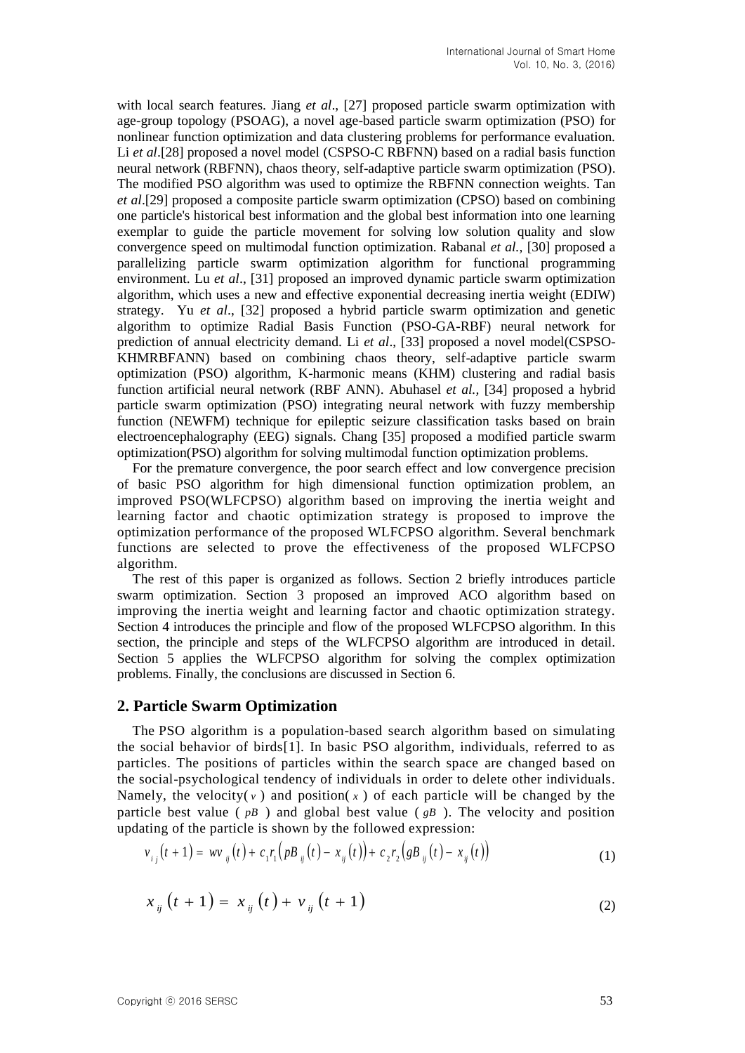with local search features. Jiang *et al*., [27] proposed particle swarm optimization with age-group topology (PSOAG), a novel age-based particle swarm optimization (PSO) for nonlinear function optimization and data clustering problems for performance evaluation. Li *et al*.[28] proposed a novel model (CSPSO-C RBFNN) based on a radial basis function neural network (RBFNN), chaos theory, self-adaptive particle swarm optimization (PSO). The modified PSO algorithm was used to optimize the RBFNN connection weights. Tan *et al*.[29] proposed a composite particle swarm optimization (CPSO) based on combining one particle's historical best information and the global best information into one learning exemplar to guide the particle movement for solving low solution quality and slow convergence speed on multimodal function optimization. Rabanal *et al.*, [30] proposed a parallelizing particle swarm optimization algorithm for functional programming environment. Lu *et al*., [31] proposed an improved dynamic particle swarm optimization algorithm, which uses a new and effective exponential decreasing inertia weight (EDIW) strategy. Yu *et al*., [32] proposed a hybrid particle swarm optimization and genetic algorithm to optimize Radial Basis Function (PSO-GA-RBF) neural network for prediction of annual electricity demand. Li *et al*., [33] proposed a novel model(CSPSO-KHMRBFANN) based on combining chaos theory, self-adaptive particle swarm optimization (PSO) algorithm, K-harmonic means (KHM) clustering and radial basis function artificial neural network (RBF ANN). Abuhasel *et al.*, [34] proposed a hybrid particle swarm optimization (PSO) integrating neural network with fuzzy membership function (NEWFM) technique for epileptic seizure classification tasks based on brain electroencephalography (EEG) signals. Chang [35] proposed a modified particle swarm optimization(PSO) algorithm for solving multimodal function optimization problems.

For the premature convergence, the poor search effect and low convergence precision of basic PSO algorithm for high dimensional function optimization problem, an improved PSO(WLFCPSO) algorithm based on improving the inertia weight and learning factor and chaotic optimization strategy is proposed to improve the optimization performance of the proposed WLFCPSO algorithm. Several benchmark functions are selected to prove the effectiveness of the proposed WLFCPSO algorithm.

The rest of this paper is organized as follows. Section 2 briefly introduces particle swarm optimization. Section 3 proposed an improved ACO algorithm based on improving the inertia weight and learning factor and chaotic optimization strategy. Section 4 introduces the principle and flow of the proposed WLFCPSO algorithm. In this section, the principle and steps of the WLFCPSO algorithm are introduced in detail. Section 5 applies the WLFCPSO algorithm for solving the complex optimization problems. Finally, the conclusions are discussed in Section 6.

## 2. Particle Swarm Optimization

The PSO algorithm is a population-based search algorithm based on simulating the social behavior of birds[1]. In basic PSO algorithm, individuals, referred to as particles. The positions of particles within the search space are changed based on the social-psychological tendency of individuals in order to delete other individuals. Namely, the velocity( $v$ ) and position( $x$ ) of each particle will be changed by the particle best value ( $pB$ ) and global best value ( $gB$ ). The velocity and position updating of the particle is shown by the followed expression:

$$v_{ij}(t+1) = wv_{ij}(t) + c_1 r_1 \left(pB_{ij}(t) - x_{ij}(t)\right) + c_2 r_2 \left(gB_{ij}(t) - x_{ij}(t)\right) \tag{1}$$

$$x_{ij}(t+1) = x_{ij}(t) + v_{ij}(t+1) \tag{2}$$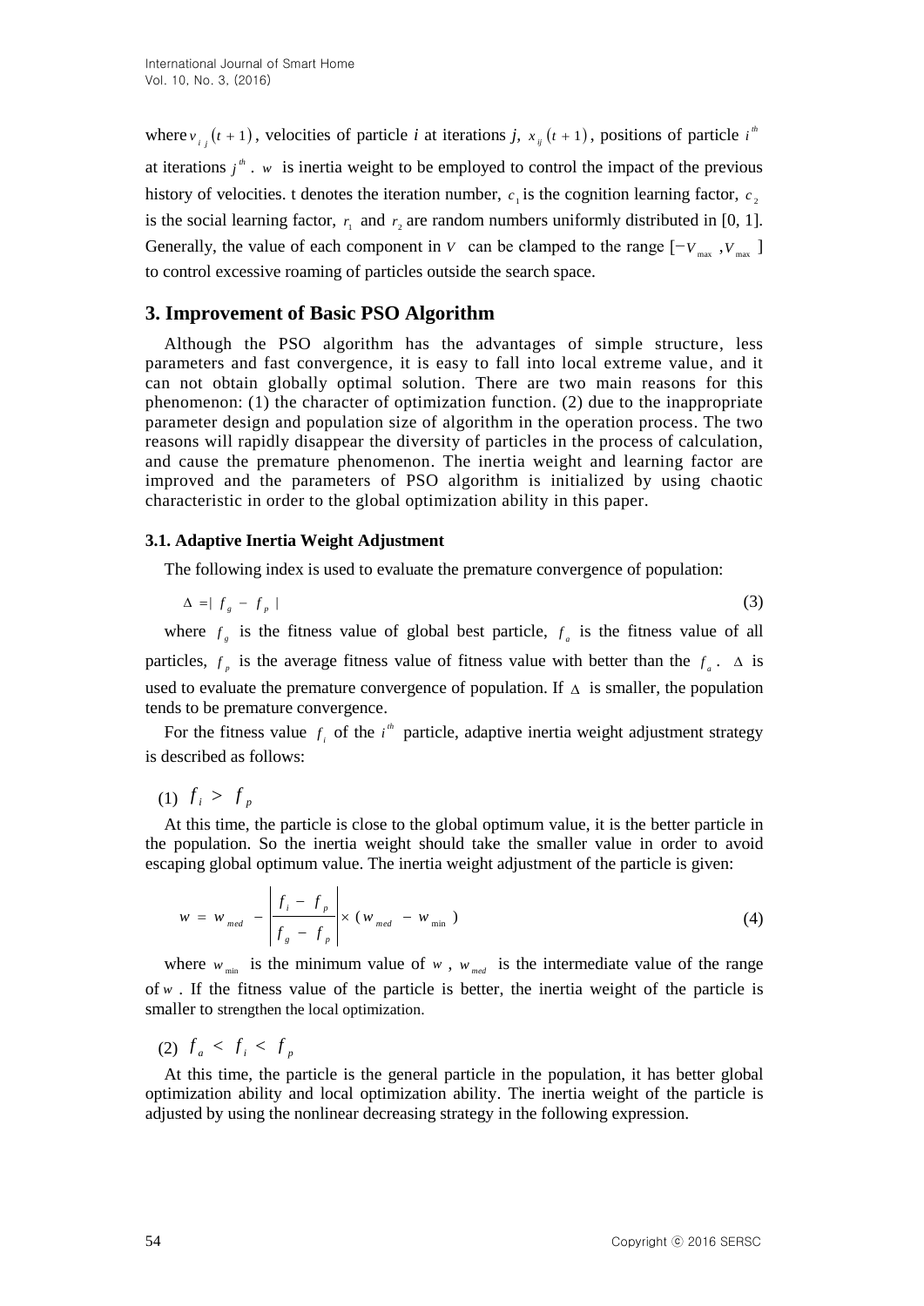where $v_{ij}(t+1)$, velocities of particle *i* at iterations *j*, $x_{ij}(t+1)$, positions of particle $i^{th}$ at iterations $j^{th}$. $w$ is inertia weight to be employed to control the impact of the previous history of velocities. t denotes the iteration number, $c_1$ is the cognition learning factor, $c_2$ is the social learning factor, $r_1$ and $r_2$ are random numbers uniformly distributed in [0, 1]. Generally, the value of each component in $V$ can be clamped to the range $[-V_{\max}, V_{\max}]$ to control excessive roaming of particles outside the search space.

## 3. Improvement of Basic PSO Algorithm

Although the PSO algorithm has the advantages of simple structure, less parameters and fast convergence, it is easy to fall into local extreme value, and it can not obtain globally optimal solution. There are two main reasons for this phenomenon: (1) the character of optimization function. (2) due to the inappropriate parameter design and population size of algorithm in the operation process. The two reasons will rapidly disappear the diversity of particles in the process of calculation, and cause the premature phenomenon. The inertia weight and learning factor are improved and the parameters of PSO algorithm is initialized by using chaotic characteristic in order to the global optimization ability in this paper.

### 3.1. Adaptive Inertia Weight Adjustment

The following index is used to evaluate the premature convergence of population:

$$\Delta = | f_g - f_p | \tag{3}$$

where $f_g$ is the fitness value of global best particle, $f_a$ is the fitness value of all particles, $f_p$ is the average fitness value of fitness value with better than the $f_a$. $\Delta$ is used to evaluate the premature convergence of population. If $\Delta$ is smaller, the population tends to be premature convergence.

For the fitness value $f_i$ of the $i^{th}$ particle, adaptive inertia weight adjustment strategy is described as follows:

(1) $f_i > f_p$

At this time, the particle is close to the global optimum value, it is the better particle in the population. So the inertia weight should take the smaller value in order to avoid escaping global optimum value. The inertia weight adjustment of the particle is given:

$$w = w_{med} - \left| \frac{f_i - f_p}{f_g - f_p} \right| \times (w_{med} - w_{\min}) \tag{4}$$

where $w_{\min}$ is the minimum value of $w$, $w_{med}$ is the intermediate value of the range of $w$. If the fitness value of the particle is better, the inertia weight of the particle is smaller to strengthen the local optimization.

(2) $f_a < f_i < f_p$

At this time, the particle is the general particle in the population, it has better global optimization ability and local optimization ability. The inertia weight of the particle is adjusted by using the nonlinear decreasing strategy in the following expression.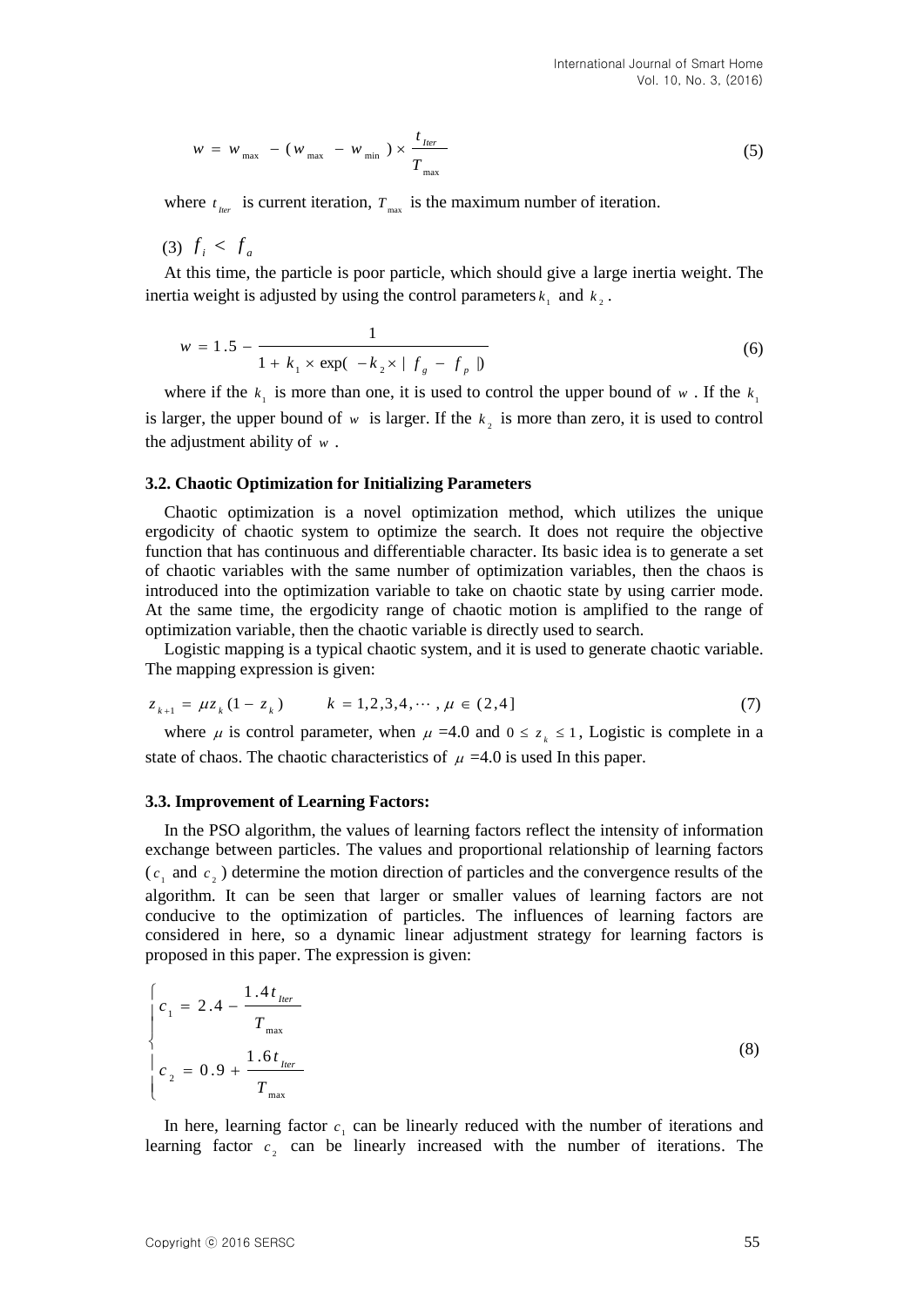$$w = w_{\max} - (w_{\max} - w_{\min}) \times \frac{t_{Iter}}{T_{\max}} \tag{5}$$

where $t_{Iter}$ is current iteration, $T_{\max}$ is the maximum number of iteration.

(3) $f_i < f_a$

At this time, the particle is poor particle, which should give a large inertia weight. The inertia weight is adjusted by using the control parameters $k_1$ and $k_2$.

$$w = 1.5 - \frac{1}{1 + k_1 \times \exp(-k_2 \times |f_g - f_p|)} \tag{6}$$

where if the $k_1$ is more than one, it is used to control the upper bound of $w$. If the $k_1$ is larger, the upper bound of $w$ is larger. If the $k_2$ is more than zero, it is used to control the adjustment ability of $w$.

### 3.2. Chaotic Optimization for Initializing Parameters

Chaotic optimization is a novel optimization method, which utilizes the unique ergodicity of chaotic system to optimize the search. It does not require the objective function that has continuous and differentiable character. Its basic idea is to generate a set of chaotic variables with the same number of optimization variables, then the chaos is introduced into the optimization variable to take on chaotic state by using carrier mode. At the same time, the ergodicity range of chaotic motion is amplified to the range of optimization variable, then the chaotic variable is directly used to search.

Logistic mapping is a typical chaotic system, and it is used to generate chaotic variable. The mapping expression is given:

$$z_{k+1} = \mu z_k (1 - z_k) \qquad k = 1,2,3,4,\cdots, \mu \in (2,4] \tag{7}$$

where $\mu$ is control parameter, when $\mu$ =4.0 and $0 \le z_k \le 1$, Logistic is complete in a state of chaos. The chaotic characteristics of $\mu$ =4.0 is used In this paper.

### 3.3. Improvement of Learning Factors:

In the PSO algorithm, the values of learning factors reflect the intensity of information exchange between particles. The values and proportional relationship of learning factors ($c_1$ and $c_2$) determine the motion direction of particles and the convergence results of the algorithm. It can be seen that larger or smaller values of learning factors are not conducive to the optimization of particles. The influences of learning factors are considered in here, so a dynamic linear adjustment strategy for learning factors is proposed in this paper. The expression is given:

$$\begin{cases} c_1 = 2.4 - \dfrac{1.4 t_{Iter}}{T_{\max}} \\ c_2 = 0.9 + \dfrac{1.6 t_{Iter}}{T_{\max}} \end{cases} \tag{8}$$

In here, learning factor $c_1$ can be linearly reduced with the number of iterations and learning factor $c_2$ can be linearly increased with the number of iterations. The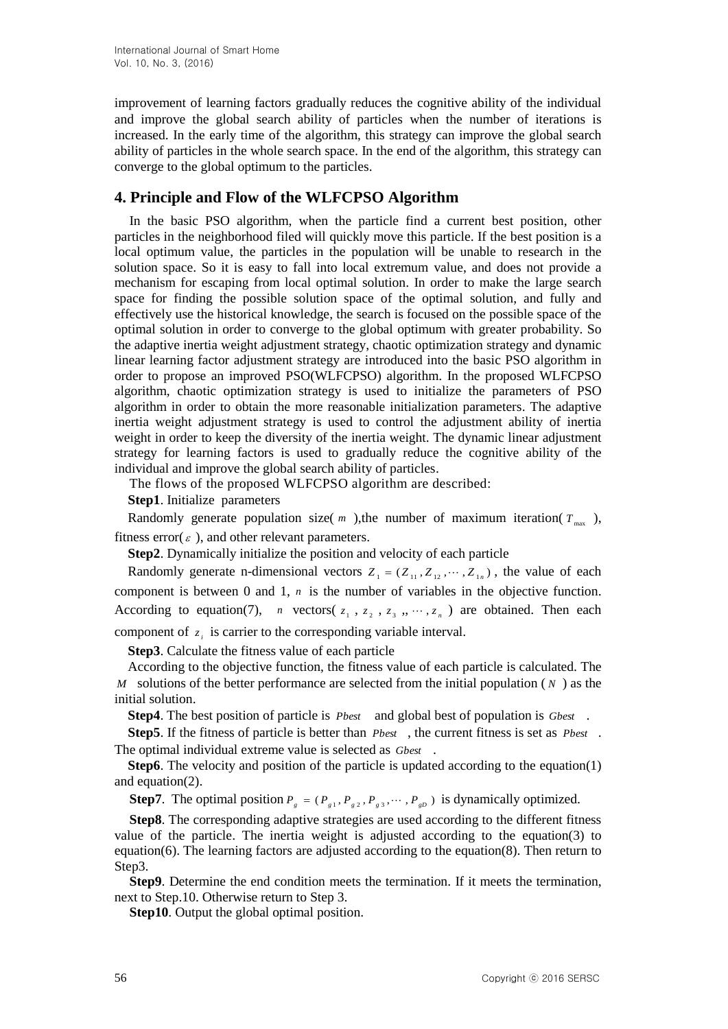improvement of learning factors gradually reduces the cognitive ability of the individual and improve the global search ability of particles when the number of iterations is increased. In the early time of the algorithm, this strategy can improve the global search ability of particles in the whole search space. In the end of the algorithm, this strategy can converge to the global optimum to the particles.

## 4. Principle and Flow of the WLFCPSO Algorithm

In the basic PSO algorithm, when the particle find a current best position, other particles in the neighborhood filed will quickly move this particle. If the best position is a local optimum value, the particles in the population will be unable to research in the solution space. So it is easy to fall into local extremum value, and does not provide a mechanism for escaping from local optimal solution. In order to make the large search space for finding the possible solution space of the optimal solution, and fully and effectively use the historical knowledge, the search is focused on the possible space of the optimal solution in order to converge to the global optimum with greater probability. So the adaptive inertia weight adjustment strategy, chaotic optimization strategy and dynamic linear learning factor adjustment strategy are introduced into the basic PSO algorithm in order to propose an improved PSO(WLFCPSO) algorithm. In the proposed WLFCPSO algorithm, chaotic optimization strategy is used to initialize the parameters of PSO algorithm in order to obtain the more reasonable initialization parameters. The adaptive inertia weight adjustment strategy is used to control the adjustment ability of inertia weight in order to keep the diversity of the inertia weight. The dynamic linear adjustment strategy for learning factors is used to gradually reduce the cognitive ability of the individual and improve the global search ability of particles.

The flows of the proposed WLFCPSO algorithm are described:

**Step1**. Initialize parameters

Randomly generate population size( $m$ ),the number of maximum iteration( $T_{\max}$ ), fitness error( $\varepsilon$ ), and other relevant parameters.

**Step2**. Dynamically initialize the position and velocity of each particle

Randomly generate n-dimensional vectors $Z_1 = (Z_{11}, Z_{12}, \cdots, Z_{1n})$ , the value of each component is between 0 and 1, $n$ is the number of variables in the objective function. According to equation(7), $n$ vectors( $z_1$ , $z_2$ , $z_3$ ,, $\cdots$ , $z_n$ ) are obtained. Then each component of $z_i$ is carrier to the corresponding variable interval.

**Step3**. Calculate the fitness value of each particle

According to the objective function, the fitness value of each particle is calculated. The $M$ solutions of the better performance are selected from the initial population ( $N$ ) as the initial solution.

**Step4**. The best position of particle is $Pbest$ and global best of population is $Gbest$ .

**Step5**. If the fitness of particle is better than $Pbest$ , the current fitness is set as $Pbest$ . The optimal individual extreme value is selected as $Gbest$ .

**Step6**. The velocity and position of the particle is updated according to the equation(1) and equation(2).

**Step7**. The optimal position $P_g = (P_{g1}, P_{g2}, P_{g3}, \cdots, P_{gD})$ is dynamically optimized.

**Step8**. The corresponding adaptive strategies are used according to the different fitness value of the particle. The inertia weight is adjusted according to the equation(3) to equation(6). The learning factors are adjusted according to the equation(8). Then return to Step3.

**Step9**. Determine the end condition meets the termination. If it meets the termination, next to Step.10. Otherwise return to Step 3.

**Step10**. Output the global optimal position.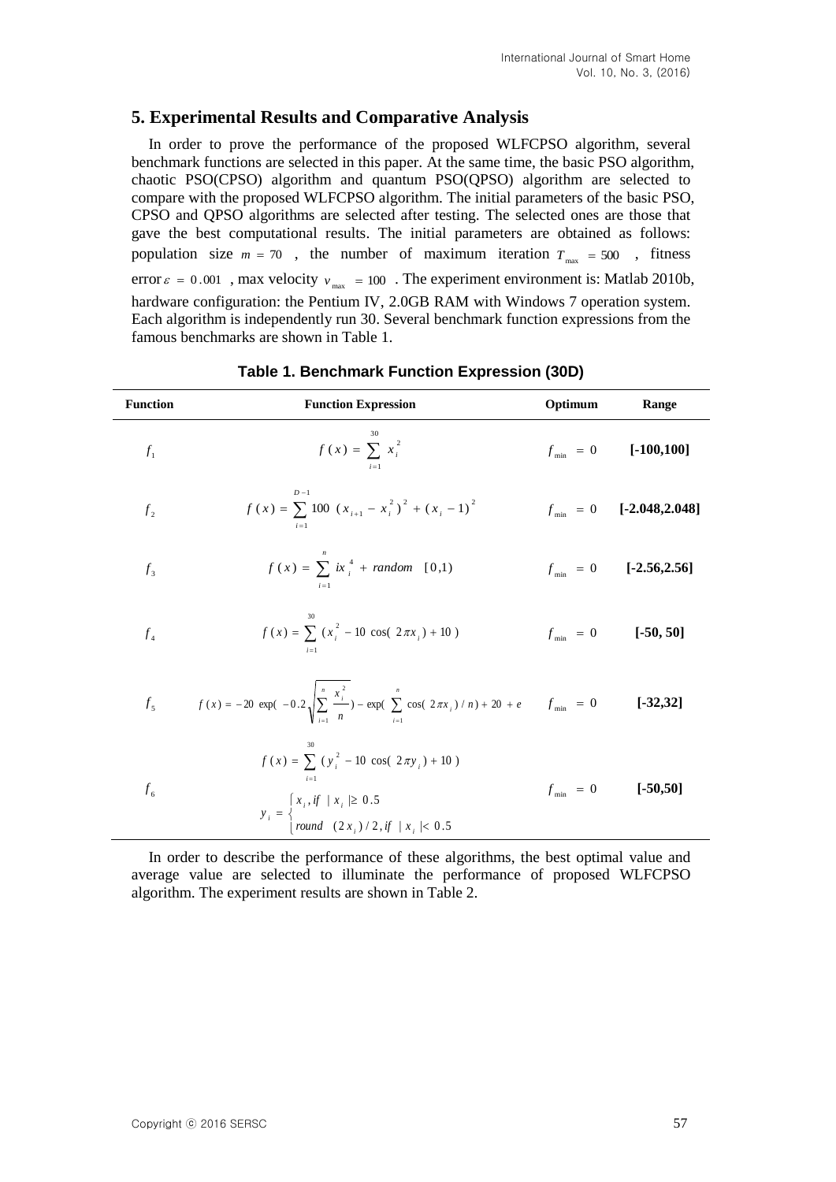## 5. Experimental Results and Comparative Analysis

In order to prove the performance of the proposed WLFCPSO algorithm, several benchmark functions are selected in this paper. At the same time, the basic PSO algorithm, chaotic PSO(CPSO) algorithm and quantum PSO(QPSO) algorithm are selected to compare with the proposed WLFCPSO algorithm. The initial parameters of the basic PSO, CPSO and QPSO algorithms are selected after testing. The selected ones are those that gave the best computational results. The initial parameters are obtained as follows: population size $m = 70$ , the number of maximum iteration $T_{\max} = 500$ , fitness error $\varepsilon = 0.001$ , max velocity $v_{\max} = 100$ . The experiment environment is: Matlab 2010b, hardware configuration: the Pentium IV, 2.0GB RAM with Windows 7 operation system. Each algorithm is independently run 30. Several benchmark function expressions from the famous benchmarks are shown in Table 1.

**Table 1. Benchmark Function Expression (30D)**

| Function | Function Expression | Optimum | Range |
|---|---|---|---|
| $f_1$ | $f(x) = \sum_{i=1}^{30} x_i^2$ | $f_{\min} = 0$ | **[-100,100]** |
| $f_2$ | $f(x) = \sum_{i=1}^{D-1} 100\ (x_{i+1} - x_i^2)^2 + (x_i - 1)^2$ | $f_{\min} = 0$ | **[-2.048,2.048]** |
| $f_3$ | $f(x) = \sum_{i=1}^{n} ix_i^4 + random\ [0,1)$ | $f_{\min} = 0$ | **[-2.56,2.56]** |
| $f_4$ | $f(x) = \sum_{i=1}^{30} (x_i^2 - 10\cos(2\pi x_i) + 10)$ | $f_{\min} = 0$ | **[-50, 50]** |
| $f_5$ | $f(x) = -20\exp(-0.2\sqrt{\sum_{i=1}^{n} \frac{x_i^2}{n}}) - \exp(\sum_{i=1}^{n}\cos(2\pi x_i)/n) + 20 + e$ | $f_{\min} = 0$ | **[-32,32]** |
| $f_6$ | $f(x) = \sum_{i=1}^{30} (y_i^2 - 10\cos(2\pi y_i) + 10)$, $y_i = \begin{cases} x_i, if\ \lvert x_i \rvert \geq 0.5 \\ round\ (2x_i)/2, if\ \lvert x_i \rvert < 0.5 \end{cases}$ | $f_{\min} = 0$ | **[-50,50]** |

In order to describe the performance of these algorithms, the best optimal value and average value are selected to illuminate the performance of proposed WLFCPSO algorithm. The experiment results are shown in Table 2.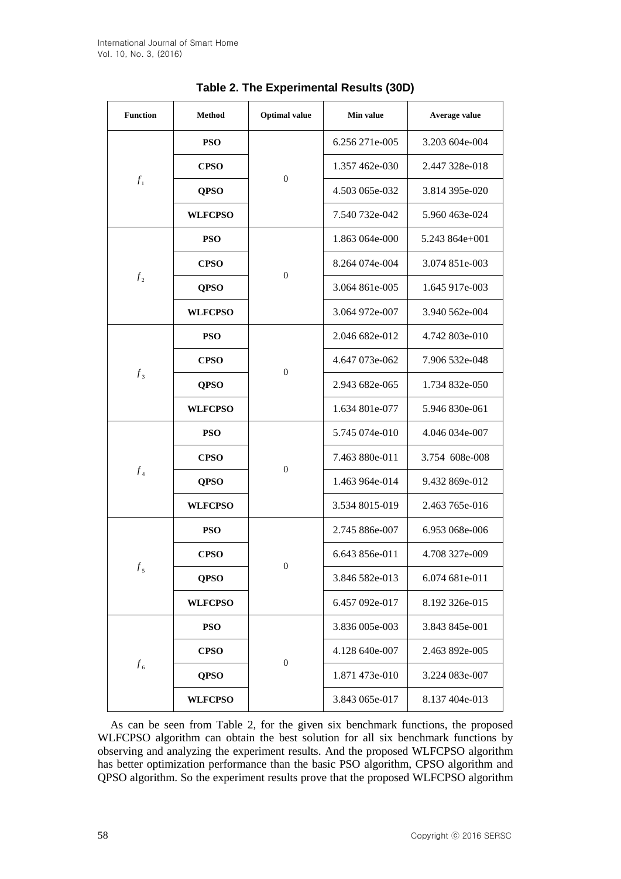**Table 2. The Experimental Results (30D)**

| Function | Method | Optimal value | Min value | Average value |
|---|---|---|---|---|
| $f_1$ | **PSO** | 0 | 6.256 271e-005 | 3.203 604e-004 |
| | **CPSO** | | 1.357 462e-030 | 2.447 328e-018 |
| | **QPSO** | | 4.503 065e-032 | 3.814 395e-020 |
| | **WLFCPSO** | | 7.540 732e-042 | 5.960 463e-024 |
| $f_2$ | **PSO** | 0 | 1.863 064e-000 | 5.243 864e+001 |
| | **CPSO** | | 8.264 074e-004 | 3.074 851e-003 |
| | **QPSO** | | 3.064 861e-005 | 1.645 917e-003 |
| | **WLFCPSO** | | 3.064 972e-007 | 3.940 562e-004 |
| $f_3$ | **PSO** | 0 | 2.046 682e-012 | 4.742 803e-010 |
| | **CPSO** | | 4.647 073e-062 | 7.906 532e-048 |
| | **QPSO** | | 2.943 682e-065 | 1.734 832e-050 |
| | **WLFCPSO** | | 1.634 801e-077 | 5.946 830e-061 |
| $f_4$ | **PSO** | 0 | 5.745 074e-010 | 4.046 034e-007 |
| | **CPSO** | | 7.463 880e-011 | 3.754 608e-008 |
| | **QPSO** | | 1.463 964e-014 | 9.432 869e-012 |
| | **WLFCPSO** | | 3.534 8015-019 | 2.463 765e-016 |
| $f_5$ | **PSO** | 0 | 2.745 886e-007 | 6.953 068e-006 |
| | **CPSO** | | 6.643 856e-011 | 4.708 327e-009 |
| | **QPSO** | | 3.846 582e-013 | 6.074 681e-011 |
| | **WLFCPSO** | | 6.457 092e-017 | 8.192 326e-015 |
| $f_6$ | **PSO** | 0 | 3.836 005e-003 | 3.843 845e-001 |
| | **CPSO** | | 4.128 640e-007 | 2.463 892e-005 |
| | **QPSO** | | 1.871 473e-010 | 3.224 083e-007 |
| | **WLFCPSO** | | 3.843 065e-017 | 8.137 404e-013 |

As can be seen from Table 2, for the given six benchmark functions, the proposed WLFCPSO algorithm can obtain the best solution for all six benchmark functions by observing and analyzing the experiment results. And the proposed WLFCPSO algorithm has better optimization performance than the basic PSO algorithm, CPSO algorithm and QPSO algorithm. So the experiment results prove that the proposed WLFCPSO algorithm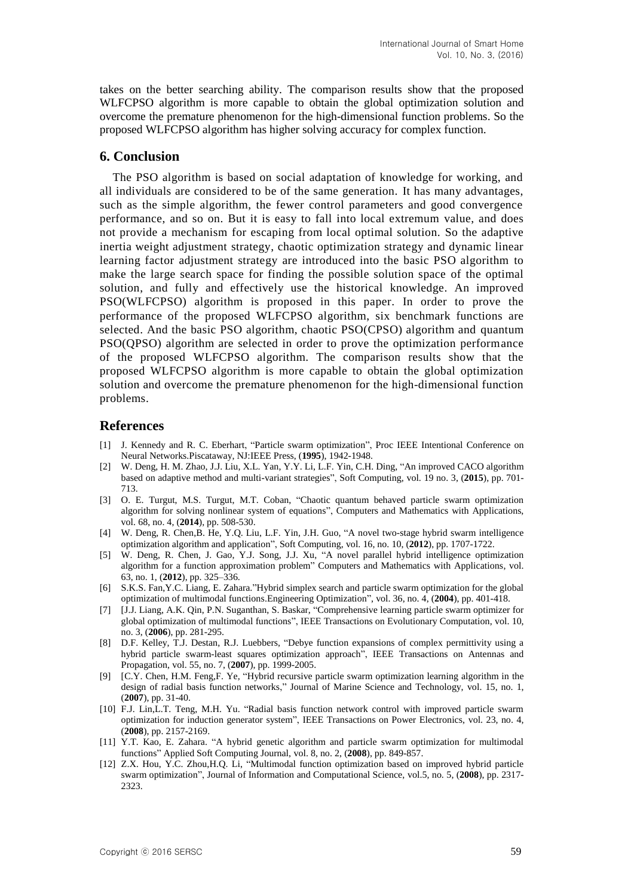takes on the better searching ability. The comparison results show that the proposed WLFCPSO algorithm is more capable to obtain the global optimization solution and overcome the premature phenomenon for the high-dimensional function problems. So the proposed WLFCPSO algorithm has higher solving accuracy for complex function.

## 6. Conclusion

The PSO algorithm is based on social adaptation of knowledge for working, and all individuals are considered to be of the same generation. It has many advantages, such as the simple algorithm, the fewer control parameters and good convergence performance, and so on. But it is easy to fall into local extremum value, and does not provide a mechanism for escaping from local optimal solution. So the adaptive inertia weight adjustment strategy, chaotic optimization strategy and dynamic linear learning factor adjustment strategy are introduced into the basic PSO algorithm to make the large search space for finding the possible solution space of the optimal solution, and fully and effectively use the historical knowledge. An improved PSO(WLFCPSO) algorithm is proposed in this paper. In order to prove the performance of the proposed WLFCPSO algorithm, six benchmark functions are selected. And the basic PSO algorithm, chaotic PSO(CPSO) algorithm and quantum PSO(QPSO) algorithm are selected in order to prove the optimization performance of the proposed WLFCPSO algorithm. The comparison results show that the proposed WLFCPSO algorithm is more capable to obtain the global optimization solution and overcome the premature phenomenon for the high-dimensional function problems.

## References

[1] J. Kennedy and R. C. Eberhart, "Particle swarm optimization", Proc IEEE Intentional Conference on Neural Networks.Piscataway, NJ:IEEE Press, (**1995**), 1942-1948.

[2] W. Deng, H. M. Zhao, J.J. Liu, X.L. Yan, Y.Y. Li, L.F. Yin, C.H. Ding, "An improved CACO algorithm based on adaptive method and multi-variant strategies", Soft Computing, vol. 19 no. 3, (**2015**), pp. 701-713.

[3] O. E. Turgut, M.S. Turgut, M.T. Coban, "Chaotic quantum behaved particle swarm optimization algorithm for solving nonlinear system of equations", Computers and Mathematics with Applications, vol. 68, no. 4, (**2014**), pp. 508-530.

[4] W. Deng, R. Chen,B. He, Y.Q. Liu, L.F. Yin, J.H. Guo, "A novel two-stage hybrid swarm intelligence optimization algorithm and application", Soft Computing, vol. 16, no. 10, (**2012**), pp. 1707-1722.

[5] W. Deng, R. Chen, J. Gao, Y.J. Song, J.J. Xu, "A novel parallel hybrid intelligence optimization algorithm for a function approximation problem" Computers and Mathematics with Applications, vol. 63, no. 1, (**2012**), pp. 325–336.

[6] S.K.S. Fan,Y.C. Liang, E. Zahara."Hybrid simplex search and particle swarm optimization for the global optimization of multimodal functions.Engineering Optimization", vol. 36, no. 4, (**2004**), pp. 401-418.

[7] [J.J. Liang, A.K. Qin, P.N. Suganthan, S. Baskar, "Comprehensive learning particle swarm optimizer for global optimization of multimodal functions", IEEE Transactions on Evolutionary Computation, vol. 10, no. 3, (**2006**), pp. 281-295.

[8] D.F. Kelley, T.J. Destan, R.J. Luebbers, "Debye function expansions of complex permittivity using a hybrid particle swarm-least squares optimization approach", IEEE Transactions on Antennas and Propagation, vol. 55, no. 7, (**2007**), pp. 1999-2005.

[9] [C.Y. Chen, H.M. Feng,F. Ye, "Hybrid recursive particle swarm optimization learning algorithm in the design of radial basis function networks," Journal of Marine Science and Technology, vol. 15, no. 1, (**2007**), pp. 31-40.

[10] F.J. Lin,L.T. Teng, M.H. Yu. "Radial basis function network control with improved particle swarm optimization for induction generator system", IEEE Transactions on Power Electronics, vol. 23, no. 4, (**2008**), pp. 2157-2169.

[11] Y.T. Kao, E. Zahara. "A hybrid genetic algorithm and particle swarm optimization for multimodal functions" Applied Soft Computing Journal, vol. 8, no. 2, (**2008**), pp. 849-857.

[12] Z.X. Hou, Y.C. Zhou,H.Q. Li, "Multimodal function optimization based on improved hybrid particle swarm optimization", Journal of Information and Computational Science, vol.5, no. 5, (**2008**), pp. 2317-2323.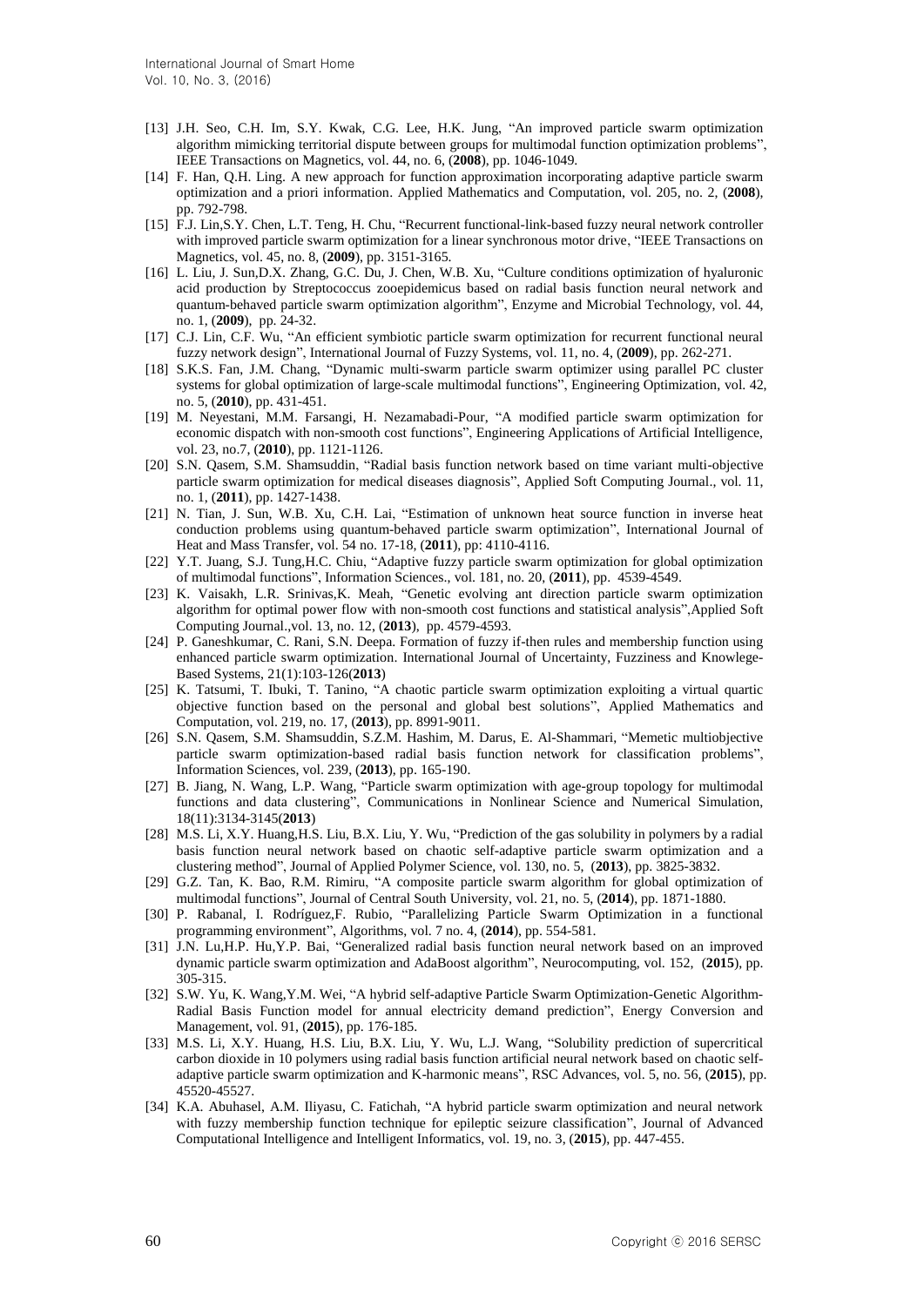- [13] J.H. Seo, C.H. Im, S.Y. Kwak, C.G. Lee, H.K. Jung, "An improved particle swarm optimization algorithm mimicking territorial dispute between groups for multimodal function optimization problems", IEEE Transactions on Magnetics, vol. 44, no. 6, (**2008**), pp. 1046-1049.
- [14] F. Han, Q.H. Ling. A new approach for function approximation incorporating adaptive particle swarm optimization and a priori information. Applied Mathematics and Computation, vol. 205, no. 2, (**2008**), pp. 792-798.
- [15] F.J. Lin,S.Y. Chen, L.T. Teng, H. Chu, "Recurrent functional-link-based fuzzy neural network controller with improved particle swarm optimization for a linear synchronous motor drive, "IEEE Transactions on Magnetics, vol. 45, no. 8, (**2009**), pp. 3151-3165.
- [16] L. Liu, J. Sun,D.X. Zhang, G.C. Du, J. Chen, W.B. Xu, "Culture conditions optimization of hyaluronic acid production by Streptococcus zooepidemicus based on radial basis function neural network and quantum-behaved particle swarm optimization algorithm", Enzyme and Microbial Technology, vol. 44, no. 1, (**2009**), pp. 24-32.
- [17] C.J. Lin, C.F. Wu, "An efficient symbiotic particle swarm optimization for recurrent functional neural fuzzy network design", International Journal of Fuzzy Systems, vol. 11, no. 4, (**2009**), pp. 262-271.
- [18] S.K.S. Fan, J.M. Chang, "Dynamic multi-swarm particle swarm optimizer using parallel PC cluster systems for global optimization of large-scale multimodal functions", Engineering Optimization, vol. 42, no. 5, (**2010**), pp. 431-451.
- [19] M. Neyestani, M.M. Farsangi, H. Nezamabadi-Pour, "A modified particle swarm optimization for economic dispatch with non-smooth cost functions", Engineering Applications of Artificial Intelligence, vol. 23, no.7, (**2010**), pp. 1121-1126.
- [20] S.N. Qasem, S.M. Shamsuddin, "Radial basis function network based on time variant multi-objective particle swarm optimization for medical diseases diagnosis", Applied Soft Computing Journal., vol. 11, no. 1, (**2011**), pp. 1427-1438.
- [21] N. Tian, J. Sun, W.B. Xu, C.H. Lai, "Estimation of unknown heat source function in inverse heat conduction problems using quantum-behaved particle swarm optimization", International Journal of Heat and Mass Transfer, vol. 54 no. 17-18, (**2011**), pp: 4110-4116.
- [22] Y.T. Juang, S.J. Tung,H.C. Chiu, "Adaptive fuzzy particle swarm optimization for global optimization of multimodal functions", Information Sciences., vol. 181, no. 20, (**2011**), pp. 4539-4549.
- [23] K. Vaisakh, L.R. Srinivas,K. Meah, "Genetic evolving ant direction particle swarm optimization algorithm for optimal power flow with non-smooth cost functions and statistical analysis",Applied Soft Computing Journal.,vol. 13, no. 12, (**2013**), pp. 4579-4593.
- [24] P. Ganeshkumar, C. Rani, S.N. Deepa. Formation of fuzzy if-then rules and membership function using enhanced particle swarm optimization. International Journal of Uncertainty, Fuzziness and Knowlege-Based Systems, 21(1):103-126(**2013**)
- [25] K. Tatsumi, T. Ibuki, T. Tanino, "A chaotic particle swarm optimization exploiting a virtual quartic objective function based on the personal and global best solutions", Applied Mathematics and Computation, vol. 219, no. 17, (**2013**), pp. 8991-9011.
- [26] S.N. Qasem, S.M. Shamsuddin, S.Z.M. Hashim, M. Darus, E. Al-Shammari, "Memetic multiobjective particle swarm optimization-based radial basis function network for classification problems", Information Sciences, vol. 239, (**2013**), pp. 165-190.
- [27] B. Jiang, N. Wang, L.P. Wang, "Particle swarm optimization with age-group topology for multimodal functions and data clustering", Communications in Nonlinear Science and Numerical Simulation, 18(11):3134-3145(**2013**)
- [28] M.S. Li, X.Y. Huang,H.S. Liu, B.X. Liu, Y. Wu, "Prediction of the gas solubility in polymers by a radial basis function neural network based on chaotic self-adaptive particle swarm optimization and a clustering method", Journal of Applied Polymer Science, vol. 130, no. 5, (**2013**), pp. 3825-3832.
- [29] G.Z. Tan, K. Bao, R.M. Rimiru, "A composite particle swarm algorithm for global optimization of multimodal functions", Journal of Central South University, vol. 21, no. 5, (**2014**), pp. 1871-1880.
- [30] P. Rabanal, I. Rodríguez,F. Rubio, "Parallelizing Particle Swarm Optimization in a functional programming environment", Algorithms, vol. 7 no. 4, (**2014**), pp. 554-581.
- [31] J.N. Lu,H.P. Hu,Y.P. Bai, "Generalized radial basis function neural network based on an improved dynamic particle swarm optimization and AdaBoost algorithm", Neurocomputing, vol. 152, (**2015**), pp. 305-315.
- [32] S.W. Yu, K. Wang,Y.M. Wei, "A hybrid self-adaptive Particle Swarm Optimization-Genetic Algorithm-Radial Basis Function model for annual electricity demand prediction", Energy Conversion and Management, vol. 91, (**2015**), pp. 176-185.
- [33] M.S. Li, X.Y. Huang, H.S. Liu, B.X. Liu, Y. Wu, L.J. Wang, "Solubility prediction of supercritical carbon dioxide in 10 polymers using radial basis function artificial neural network based on chaotic self-adaptive particle swarm optimization and K-harmonic means", RSC Advances, vol. 5, no. 56, (**2015**), pp. 45520-45527.
- [34] K.A. Abuhasel, A.M. Iliyasu, C. Fatichah, "A hybrid particle swarm optimization and neural network with fuzzy membership function technique for epileptic seizure classification", Journal of Advanced Computational Intelligence and Intelligent Informatics, vol. 19, no. 3, (**2015**), pp. 447-455.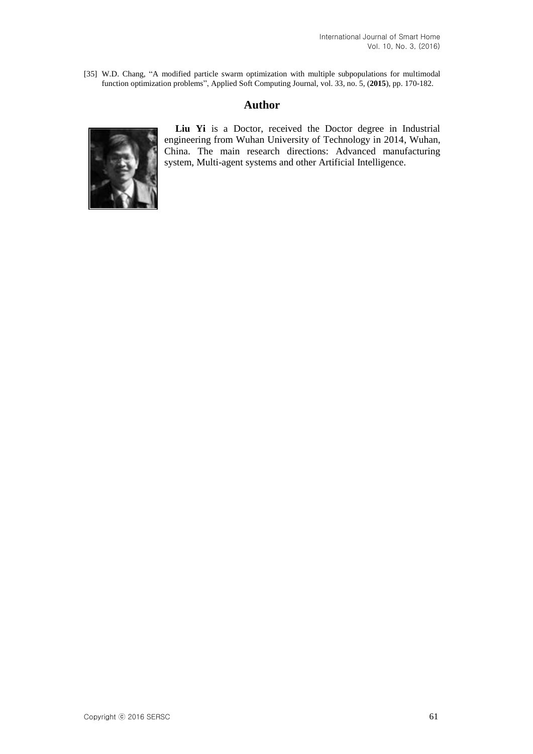[35] W.D. Chang, "A modified particle swarm optimization with multiple subpopulations for multimodal function optimization problems", Applied Soft Computing Journal, vol. 33, no. 5, (**2015**), pp. 170-182.

## Author

**Liu Yi** is a Doctor, received the Doctor degree in Industrial engineering from Wuhan University of Technology in 2014, Wuhan, China. The main research directions: Advanced manufacturing system, Multi-agent systems and other Artificial Intelligence.